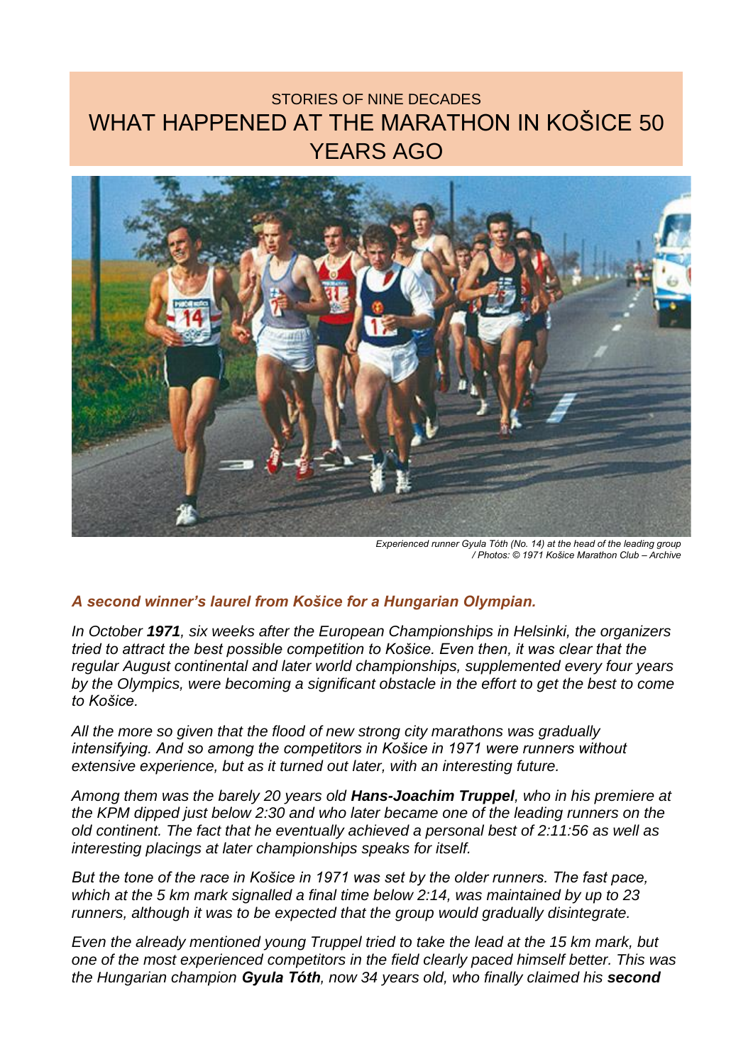STORIES OF NINE DECADES

# WHAT HAPPENED AT THE MARATHON IN KOŠICE 50 YEARS AGO

*Experienced runner Gyula Tóth (No. 14) at the head of the leading group / Photos: © 1971 Košice Marathon Club – Archive*

***A second winner's laurel from Košice for a Hungarian Olympian.***

*In October **1971**, six weeks after the European Championships in Helsinki, the organizers tried to attract the best possible competition to Košice. Even then, it was clear that the regular August continental and later world championships, supplemented every four years by the Olympics, were becoming a significant obstacle in the effort to get the best to come to Košice.*

*All the more so given that the flood of new strong city marathons was gradually intensifying. And so among the competitors in Košice in 1971 were runners without extensive experience, but as it turned out later, with an interesting future.*

*Among them was the barely 20 years old **Hans-Joachim Truppel**, who in his premiere at the KPM dipped just below 2:30 and who later became one of the leading runners on the old continent. The fact that he eventually achieved a personal best of 2:11:56 as well as interesting placings at later championships speaks for itself.*

*But the tone of the race in Košice in 1971 was set by the older runners. The fast pace, which at the 5 km mark signalled a final time below 2:14, was maintained by up to 23 runners, although it was to be expected that the group would gradually disintegrate.*

*Even the already mentioned young Truppel tried to take the lead at the 15 km mark, but one of the most experienced competitors in the field clearly paced himself better. This was the Hungarian champion **Gyula Tóth**, now 34 years old, who finally claimed his **second***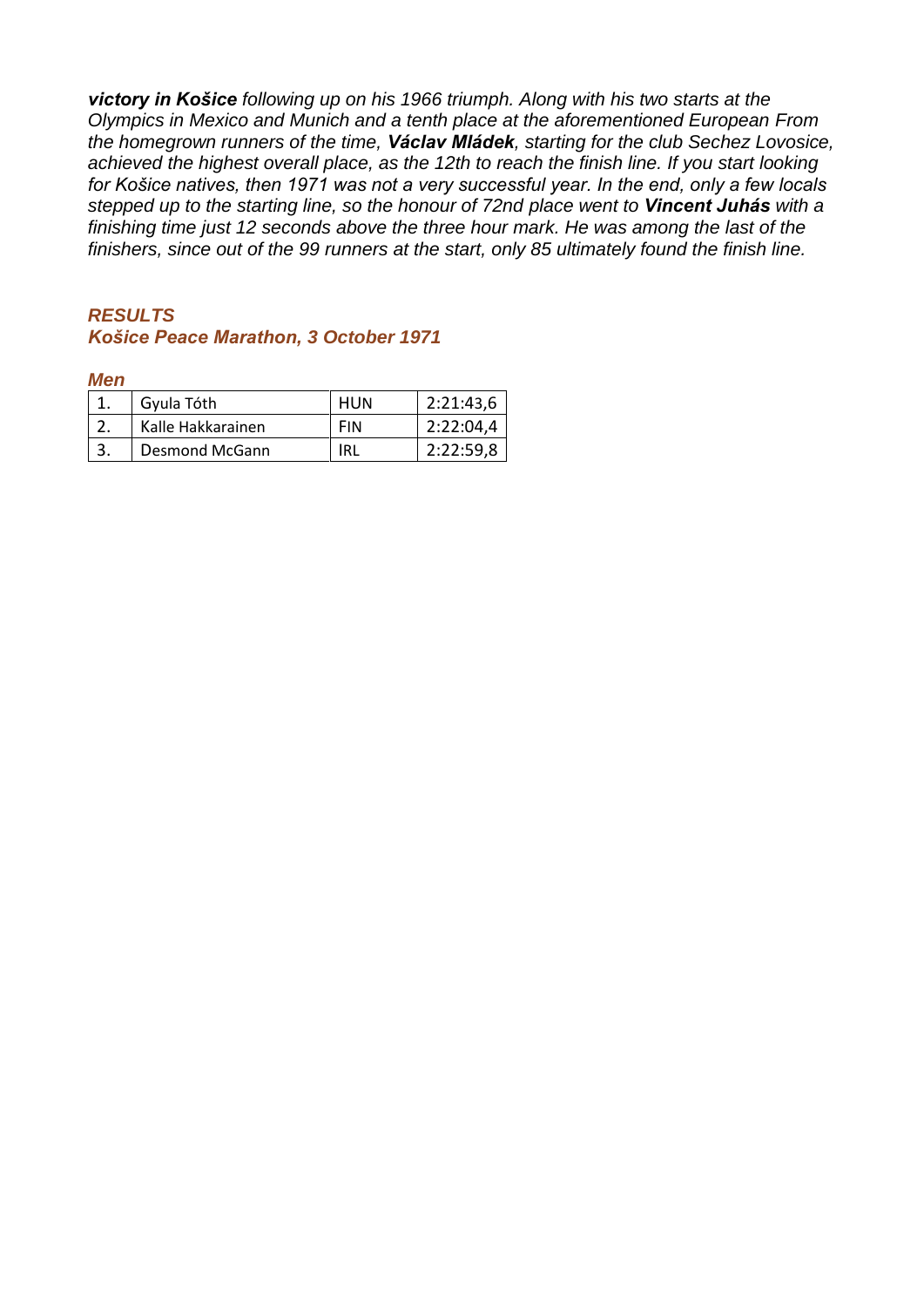***victory in Košice*** *following up on his 1966 triumph. Along with his two starts at the Olympics in Mexico and Munich and a tenth place at the aforementioned European From the homegrown runners of the time,* ***Václav Mládek****, starting for the club Sechez Lovosice, achieved the highest overall place, as the 12th to reach the finish line. If you start looking for Košice natives, then 1971 was not a very successful year. In the end, only a few locals stepped up to the starting line, so the honour of 72nd place went to* ***Vincent Juhás*** *with a finishing time just 12 seconds above the three hour mark. He was among the last of the finishers, since out of the 99 runners at the start, only 85 ultimately found the finish line.*

### *RESULTS*
### *Košice Peace Marathon, 3 October 1971*

***Men***

| | | | |
|---|---|---|---|
| 1. | Gyula Tóth | HUN | 2:21:43,6 |
| 2. | Kalle Hakkarainen | FIN | 2:22:04,4 |
| 3. | Desmond McGann | IRL | 2:22:59,8 |